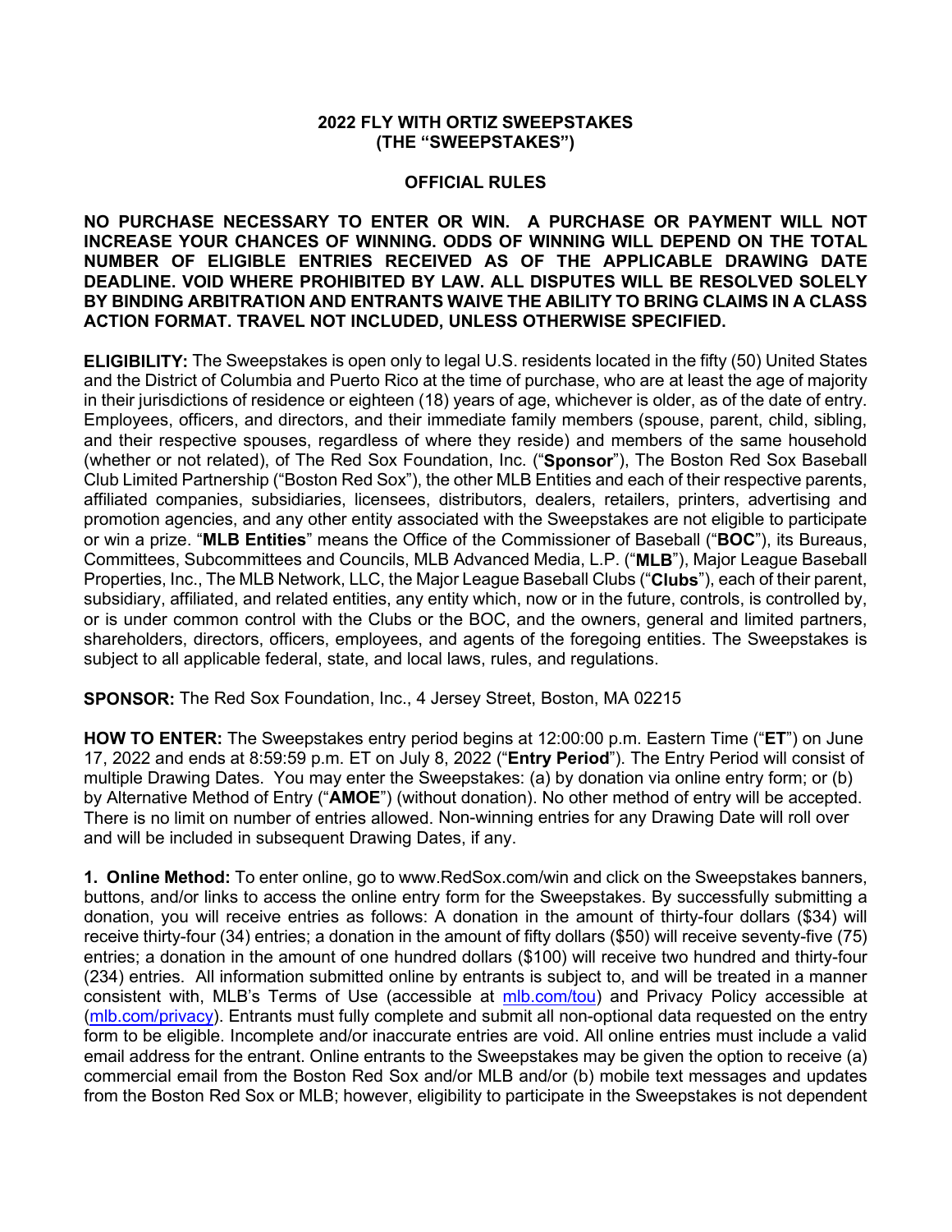# 2022 FLY WITH ORTIZ SWEEPSTAKES (THE "SWEEPSTAKES")

## OFFICIAL RULES

**NO PURCHASE NECESSARY TO ENTER OR WIN. A PURCHASE OR PAYMENT WILL NOT INCREASE YOUR CHANCES OF WINNING. ODDS OF WINNING WILL DEPEND ON THE TOTAL NUMBER OF ELIGIBLE ENTRIES RECEIVED AS OF THE APPLICABLE DRAWING DATE DEADLINE. VOID WHERE PROHIBITED BY LAW. ALL DISPUTES WILL BE RESOLVED SOLELY BY BINDING ARBITRATION AND ENTRANTS WAIVE THE ABILITY TO BRING CLAIMS IN A CLASS ACTION FORMAT. TRAVEL NOT INCLUDED, UNLESS OTHERWISE SPECIFIED.**

**ELIGIBILITY:** The Sweepstakes is open only to legal U.S. residents located in the fifty (50) United States and the District of Columbia and Puerto Rico at the time of purchase, who are at least the age of majority in their jurisdictions of residence or eighteen (18) years of age, whichever is older, as of the date of entry. Employees, officers, and directors, and their immediate family members (spouse, parent, child, sibling, and their respective spouses, regardless of where they reside) and members of the same household (whether or not related), of The Red Sox Foundation, Inc. ("**Sponsor**"), The Boston Red Sox Baseball Club Limited Partnership ("Boston Red Sox"), the other MLB Entities and each of their respective parents, affiliated companies, subsidiaries, licensees, distributors, dealers, retailers, printers, advertising and promotion agencies, and any other entity associated with the Sweepstakes are not eligible to participate or win a prize. "**MLB Entities**" means the Office of the Commissioner of Baseball ("**BOC**"), its Bureaus, Committees, Subcommittees and Councils, MLB Advanced Media, L.P. ("**MLB**"), Major League Baseball Properties, Inc., The MLB Network, LLC, the Major League Baseball Clubs ("**Clubs**"), each of their parent, subsidiary, affiliated, and related entities, any entity which, now or in the future, controls, is controlled by, or is under common control with the Clubs or the BOC, and the owners, general and limited partners, shareholders, directors, officers, employees, and agents of the foregoing entities. The Sweepstakes is subject to all applicable federal, state, and local laws, rules, and regulations.

**SPONSOR:** The Red Sox Foundation, Inc., 4 Jersey Street, Boston, MA 02215

**HOW TO ENTER:** The Sweepstakes entry period begins at 12:00:00 p.m. Eastern Time ("**ET**") on June 17, 2022 and ends at 8:59:59 p.m. ET on July 8, 2022 ("**Entry Period**"). The Entry Period will consist of multiple Drawing Dates. You may enter the Sweepstakes: (a) by donation via online entry form; or (b) by Alternative Method of Entry ("**AMOE**") (without donation). No other method of entry will be accepted. There is no limit on number of entries allowed. Non-winning entries for any Drawing Date will roll over and will be included in subsequent Drawing Dates, if any.

**1. Online Method:** To enter online, go to www.RedSox.com/win and click on the Sweepstakes banners, buttons, and/or links to access the online entry form for the Sweepstakes. By successfully submitting a donation, you will receive entries as follows: A donation in the amount of thirty-four dollars ($34) will receive thirty-four (34) entries; a donation in the amount of fifty dollars ($50) will receive seventy-five (75) entries; a donation in the amount of one hundred dollars ($100) will receive two hundred and thirty-four (234) entries. All information submitted online by entrants is subject to, and will be treated in a manner consistent with, MLB's Terms of Use (accessible at mlb.com/tou) and Privacy Policy accessible at (mlb.com/privacy). Entrants must fully complete and submit all non-optional data requested on the entry form to be eligible. Incomplete and/or inaccurate entries are void. All online entries must include a valid email address for the entrant. Online entrants to the Sweepstakes may be given the option to receive (a) commercial email from the Boston Red Sox and/or MLB and/or (b) mobile text messages and updates from the Boston Red Sox or MLB; however, eligibility to participate in the Sweepstakes is not dependent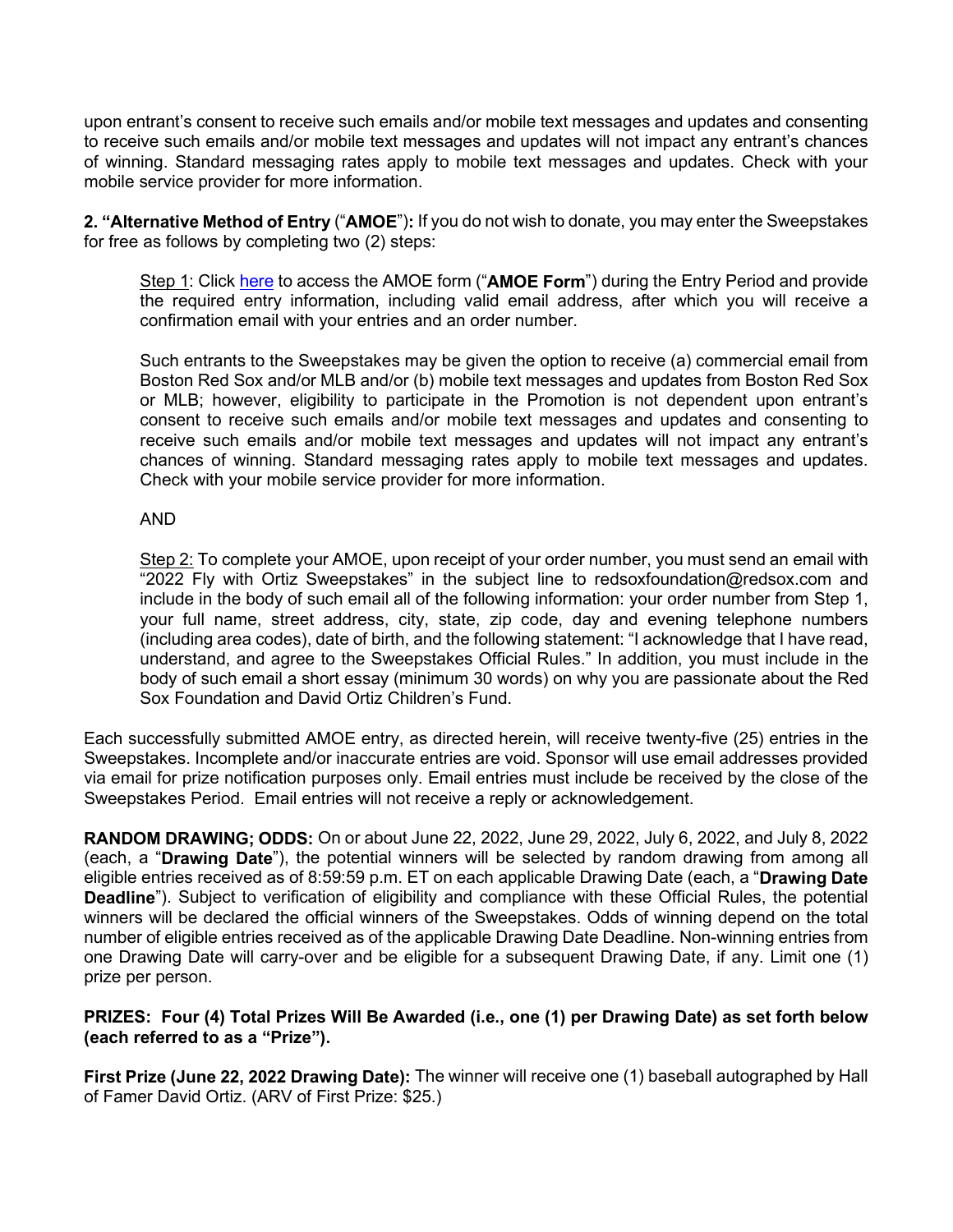upon entrant's consent to receive such emails and/or mobile text messages and updates and consenting to receive such emails and/or mobile text messages and updates will not impact any entrant's chances of winning. Standard messaging rates apply to mobile text messages and updates. Check with your mobile service provider for more information.

**2. "Alternative Method of Entry** ("**AMOE**")**:** If you do not wish to donate, you may enter the Sweepstakes for free as follows by completing two (2) steps:

> Step 1: Click here to access the AMOE form ("**AMOE Form**") during the Entry Period and provide the required entry information, including valid email address, after which you will receive a confirmation email with your entries and an order number.
>
> Such entrants to the Sweepstakes may be given the option to receive (a) commercial email from Boston Red Sox and/or MLB and/or (b) mobile text messages and updates from Boston Red Sox or MLB; however, eligibility to participate in the Promotion is not dependent upon entrant's consent to receive such emails and/or mobile text messages and updates and consenting to receive such emails and/or mobile text messages and updates will not impact any entrant's chances of winning. Standard messaging rates apply to mobile text messages and updates. Check with your mobile service provider for more information.
>
> AND
>
> Step 2: To complete your AMOE, upon receipt of your order number, you must send an email with "2022 Fly with Ortiz Sweepstakes" in the subject line to redsoxfoundation@redsox.com and include in the body of such email all of the following information: your order number from Step 1, your full name, street address, city, state, zip code, day and evening telephone numbers (including area codes), date of birth, and the following statement: "I acknowledge that I have read, understand, and agree to the Sweepstakes Official Rules." In addition, you must include in the body of such email a short essay (minimum 30 words) on why you are passionate about the Red Sox Foundation and David Ortiz Children's Fund.

Each successfully submitted AMOE entry, as directed herein, will receive twenty-five (25) entries in the Sweepstakes. Incomplete and/or inaccurate entries are void. Sponsor will use email addresses provided via email for prize notification purposes only. Email entries must include be received by the close of the Sweepstakes Period. Email entries will not receive a reply or acknowledgement.

**RANDOM DRAWING; ODDS:** On or about June 22, 2022, June 29, 2022, July 6, 2022, and July 8, 2022 (each, a "**Drawing Date**"), the potential winners will be selected by random drawing from among all eligible entries received as of 8:59:59 p.m. ET on each applicable Drawing Date (each, a "**Drawing Date Deadline**"). Subject to verification of eligibility and compliance with these Official Rules, the potential winners will be declared the official winners of the Sweepstakes. Odds of winning depend on the total number of eligible entries received as of the applicable Drawing Date Deadline. Non-winning entries from one Drawing Date will carry-over and be eligible for a subsequent Drawing Date, if any. Limit one (1) prize per person.

**PRIZES: Four (4) Total Prizes Will Be Awarded (i.e., one (1) per Drawing Date) as set forth below (each referred to as a "Prize").**

**First Prize (June 22, 2022 Drawing Date):** The winner will receive one (1) baseball autographed by Hall of Famer David Ortiz. (ARV of First Prize: $25.)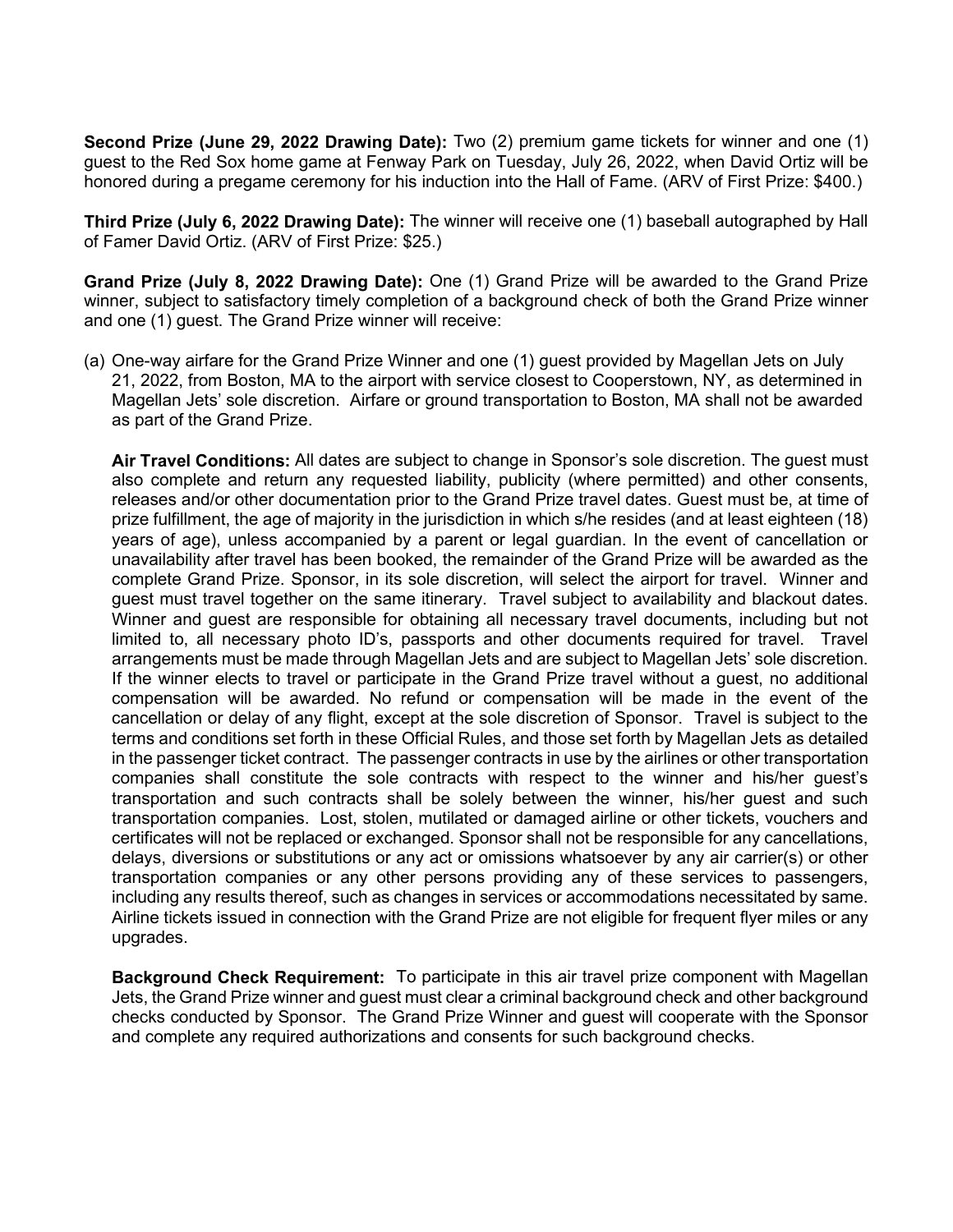**Second Prize (June 29, 2022 Drawing Date):** Two (2) premium game tickets for winner and one (1) guest to the Red Sox home game at Fenway Park on Tuesday, July 26, 2022, when David Ortiz will be honored during a pregame ceremony for his induction into the Hall of Fame. (ARV of First Prize: $400.)

**Third Prize (July 6, 2022 Drawing Date):** The winner will receive one (1) baseball autographed by Hall of Famer David Ortiz. (ARV of First Prize: $25.)

**Grand Prize (July 8, 2022 Drawing Date):** One (1) Grand Prize will be awarded to the Grand Prize winner, subject to satisfactory timely completion of a background check of both the Grand Prize winner and one (1) guest. The Grand Prize winner will receive:

(a) One-way airfare for the Grand Prize Winner and one (1) guest provided by Magellan Jets on July 21, 2022, from Boston, MA to the airport with service closest to Cooperstown, NY, as determined in Magellan Jets' sole discretion. Airfare or ground transportation to Boston, MA shall not be awarded as part of the Grand Prize.

**Air Travel Conditions:** All dates are subject to change in Sponsor's sole discretion. The guest must also complete and return any requested liability, publicity (where permitted) and other consents, releases and/or other documentation prior to the Grand Prize travel dates. Guest must be, at time of prize fulfillment, the age of majority in the jurisdiction in which s/he resides (and at least eighteen (18) years of age), unless accompanied by a parent or legal guardian. In the event of cancellation or unavailability after travel has been booked, the remainder of the Grand Prize will be awarded as the complete Grand Prize. Sponsor, in its sole discretion, will select the airport for travel. Winner and guest must travel together on the same itinerary. Travel subject to availability and blackout dates. Winner and guest are responsible for obtaining all necessary travel documents, including but not limited to, all necessary photo ID's, passports and other documents required for travel. Travel arrangements must be made through Magellan Jets and are subject to Magellan Jets' sole discretion. If the winner elects to travel or participate in the Grand Prize travel without a guest, no additional compensation will be awarded. No refund or compensation will be made in the event of the cancellation or delay of any flight, except at the sole discretion of Sponsor. Travel is subject to the terms and conditions set forth in these Official Rules, and those set forth by Magellan Jets as detailed in the passenger ticket contract. The passenger contracts in use by the airlines or other transportation companies shall constitute the sole contracts with respect to the winner and his/her guest's transportation and such contracts shall be solely between the winner, his/her guest and such transportation companies. Lost, stolen, mutilated or damaged airline or other tickets, vouchers and certificates will not be replaced or exchanged. Sponsor shall not be responsible for any cancellations, delays, diversions or substitutions or any act or omissions whatsoever by any air carrier(s) or other transportation companies or any other persons providing any of these services to passengers, including any results thereof, such as changes in services or accommodations necessitated by same. Airline tickets issued in connection with the Grand Prize are not eligible for frequent flyer miles or any upgrades.

**Background Check Requirement:** To participate in this air travel prize component with Magellan Jets, the Grand Prize winner and guest must clear a criminal background check and other background checks conducted by Sponsor. The Grand Prize Winner and guest will cooperate with the Sponsor and complete any required authorizations and consents for such background checks.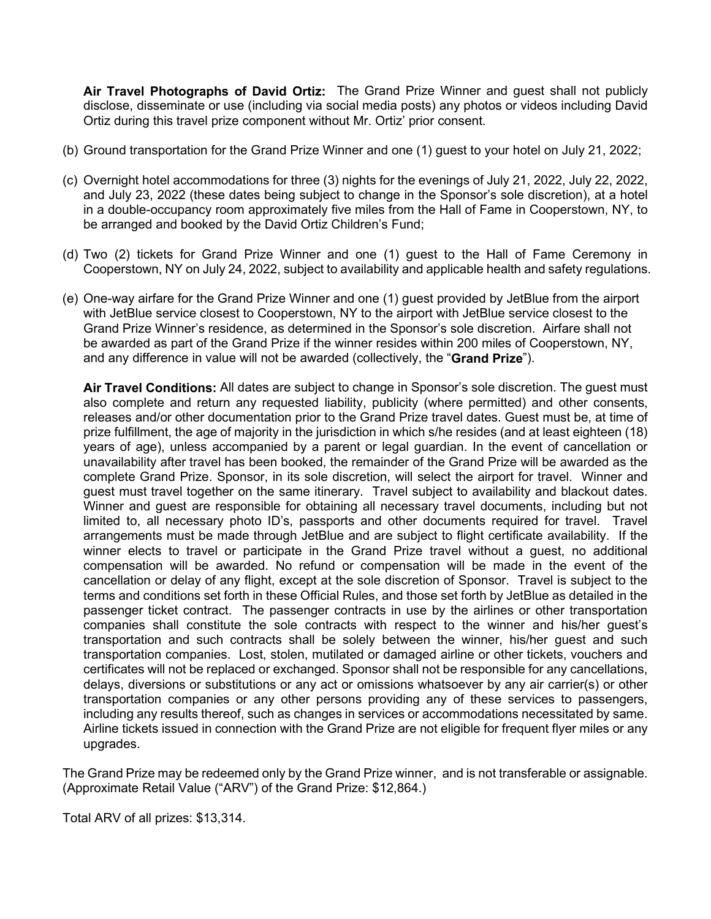**Air Travel Photographs of David Ortiz:** The Grand Prize Winner and guest shall not publicly disclose, disseminate or use (including via social media posts) any photos or videos including David Ortiz during this travel prize component without Mr. Ortiz' prior consent.

(b) Ground transportation for the Grand Prize Winner and one (1) guest to your hotel on July 21, 2022;

(c) Overnight hotel accommodations for three (3) nights for the evenings of July 21, 2022, July 22, 2022, and July 23, 2022 (these dates being subject to change in the Sponsor's sole discretion), at a hotel in a double-occupancy room approximately five miles from the Hall of Fame in Cooperstown, NY, to be arranged and booked by the David Ortiz Children's Fund;

(d) Two (2) tickets for Grand Prize Winner and one (1) guest to the Hall of Fame Ceremony in Cooperstown, NY on July 24, 2022, subject to availability and applicable health and safety regulations.

(e) One-way airfare for the Grand Prize Winner and one (1) guest provided by JetBlue from the airport with JetBlue service closest to Cooperstown, NY to the airport with JetBlue service closest to the Grand Prize Winner's residence, as determined in the Sponsor's sole discretion. Airfare shall not be awarded as part of the Grand Prize if the winner resides within 200 miles of Cooperstown, NY, and any difference in value will not be awarded (collectively, the "**Grand Prize**").

**Air Travel Conditions:** All dates are subject to change in Sponsor's sole discretion. The guest must also complete and return any requested liability, publicity (where permitted) and other consents, releases and/or other documentation prior to the Grand Prize travel dates. Guest must be, at time of prize fulfillment, the age of majority in the jurisdiction in which s/he resides (and at least eighteen (18) years of age), unless accompanied by a parent or legal guardian. In the event of cancellation or unavailability after travel has been booked, the remainder of the Grand Prize will be awarded as the complete Grand Prize. Sponsor, in its sole discretion, will select the airport for travel. Winner and guest must travel together on the same itinerary. Travel subject to availability and blackout dates. Winner and guest are responsible for obtaining all necessary travel documents, including but not limited to, all necessary photo ID's, passports and other documents required for travel. Travel arrangements must be made through JetBlue and are subject to flight certificate availability. If the winner elects to travel or participate in the Grand Prize travel without a guest, no additional compensation will be awarded. No refund or compensation will be made in the event of the cancellation or delay of any flight, except at the sole discretion of Sponsor. Travel is subject to the terms and conditions set forth in these Official Rules, and those set forth by JetBlue as detailed in the passenger ticket contract. The passenger contracts in use by the airlines or other transportation companies shall constitute the sole contracts with respect to the winner and his/her guest's transportation and such contracts shall be solely between the winner, his/her guest and such transportation companies. Lost, stolen, mutilated or damaged airline or other tickets, vouchers and certificates will not be replaced or exchanged. Sponsor shall not be responsible for any cancellations, delays, diversions or substitutions or any act or omissions whatsoever by any air carrier(s) or other transportation companies or any other persons providing any of these services to passengers, including any results thereof, such as changes in services or accommodations necessitated by same. Airline tickets issued in connection with the Grand Prize are not eligible for frequent flyer miles or any upgrades.

The Grand Prize may be redeemed only by the Grand Prize winner, and is not transferable or assignable. (Approximate Retail Value ("ARV") of the Grand Prize: $12,864.)

Total ARV of all prizes: $13,314.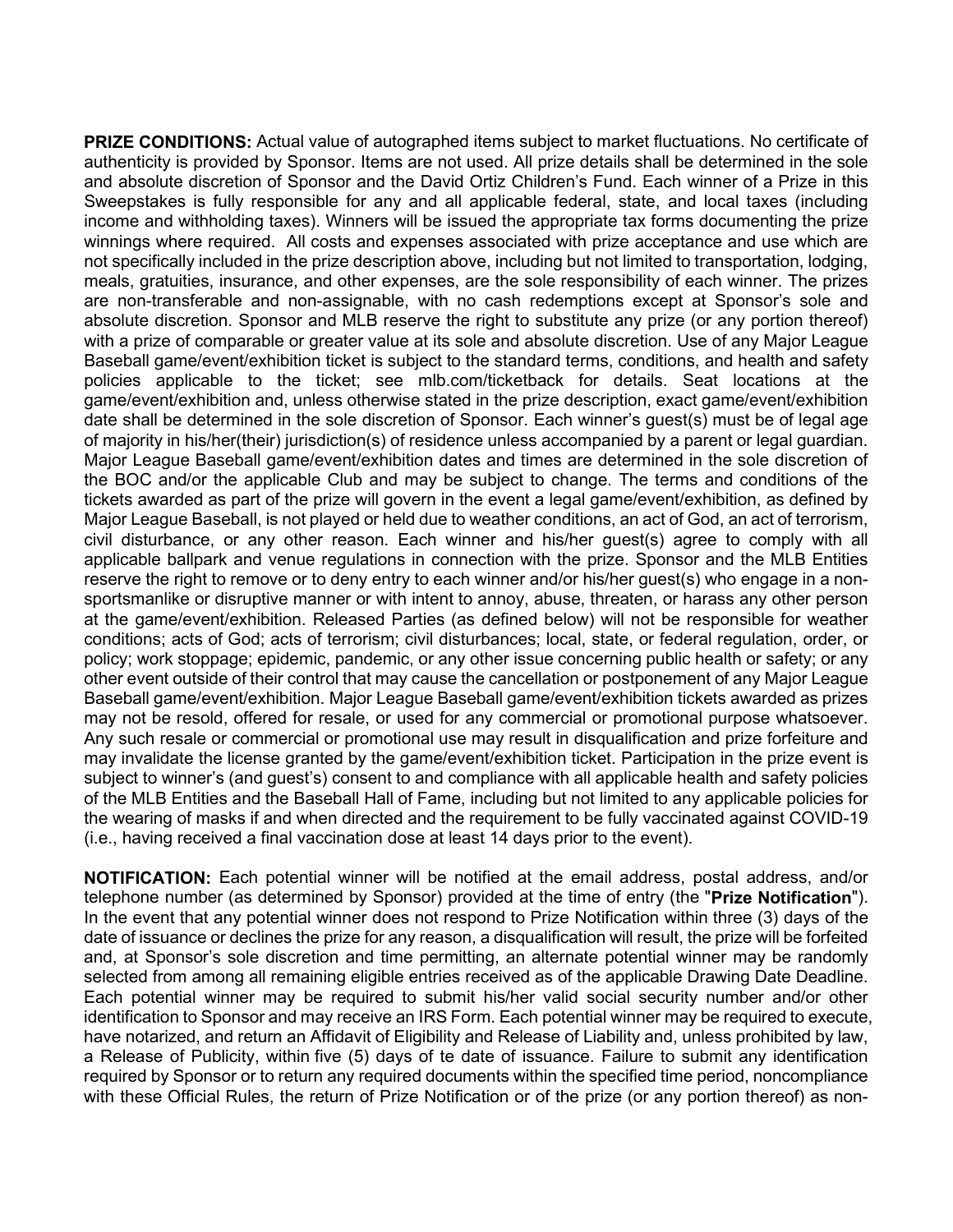**PRIZE CONDITIONS:** Actual value of autographed items subject to market fluctuations. No certificate of authenticity is provided by Sponsor. Items are not used. All prize details shall be determined in the sole and absolute discretion of Sponsor and the David Ortiz Children's Fund. Each winner of a Prize in this Sweepstakes is fully responsible for any and all applicable federal, state, and local taxes (including income and withholding taxes). Winners will be issued the appropriate tax forms documenting the prize winnings where required. All costs and expenses associated with prize acceptance and use which are not specifically included in the prize description above, including but not limited to transportation, lodging, meals, gratuities, insurance, and other expenses, are the sole responsibility of each winner. The prizes are non-transferable and non-assignable, with no cash redemptions except at Sponsor's sole and absolute discretion. Sponsor and MLB reserve the right to substitute any prize (or any portion thereof) with a prize of comparable or greater value at its sole and absolute discretion. Use of any Major League Baseball game/event/exhibition ticket is subject to the standard terms, conditions, and health and safety policies applicable to the ticket; see mlb.com/ticketback for details. Seat locations at the game/event/exhibition and, unless otherwise stated in the prize description, exact game/event/exhibition date shall be determined in the sole discretion of Sponsor. Each winner's guest(s) must be of legal age of majority in his/her(their) jurisdiction(s) of residence unless accompanied by a parent or legal guardian. Major League Baseball game/event/exhibition dates and times are determined in the sole discretion of the BOC and/or the applicable Club and may be subject to change. The terms and conditions of the tickets awarded as part of the prize will govern in the event a legal game/event/exhibition, as defined by Major League Baseball, is not played or held due to weather conditions, an act of God, an act of terrorism, civil disturbance, or any other reason. Each winner and his/her guest(s) agree to comply with all applicable ballpark and venue regulations in connection with the prize. Sponsor and the MLB Entities reserve the right to remove or to deny entry to each winner and/or his/her guest(s) who engage in a non-sportsmanlike or disruptive manner or with intent to annoy, abuse, threaten, or harass any other person at the game/event/exhibition. Released Parties (as defined below) will not be responsible for weather conditions; acts of God; acts of terrorism; civil disturbances; local, state, or federal regulation, order, or policy; work stoppage; epidemic, pandemic, or any other issue concerning public health or safety; or any other event outside of their control that may cause the cancellation or postponement of any Major League Baseball game/event/exhibition. Major League Baseball game/event/exhibition tickets awarded as prizes may not be resold, offered for resale, or used for any commercial or promotional purpose whatsoever. Any such resale or commercial or promotional use may result in disqualification and prize forfeiture and may invalidate the license granted by the game/event/exhibition ticket. Participation in the prize event is subject to winner's (and guest's) consent to and compliance with all applicable health and safety policies of the MLB Entities and the Baseball Hall of Fame, including but not limited to any applicable policies for the wearing of masks if and when directed and the requirement to be fully vaccinated against COVID-19 (i.e., having received a final vaccination dose at least 14 days prior to the event).

**NOTIFICATION:** Each potential winner will be notified at the email address, postal address, and/or telephone number (as determined by Sponsor) provided at the time of entry (the "**Prize Notification**"). In the event that any potential winner does not respond to Prize Notification within three (3) days of the date of issuance or declines the prize for any reason, a disqualification will result, the prize will be forfeited and, at Sponsor's sole discretion and time permitting, an alternate potential winner may be randomly selected from among all remaining eligible entries received as of the applicable Drawing Date Deadline. Each potential winner may be required to submit his/her valid social security number and/or other identification to Sponsor and may receive an IRS Form. Each potential winner may be required to execute, have notarized, and return an Affidavit of Eligibility and Release of Liability and, unless prohibited by law, a Release of Publicity, within five (5) days of te date of issuance. Failure to submit any identification required by Sponsor or to return any required documents within the specified time period, noncompliance with these Official Rules, the return of Prize Notification or of the prize (or any portion thereof) as non-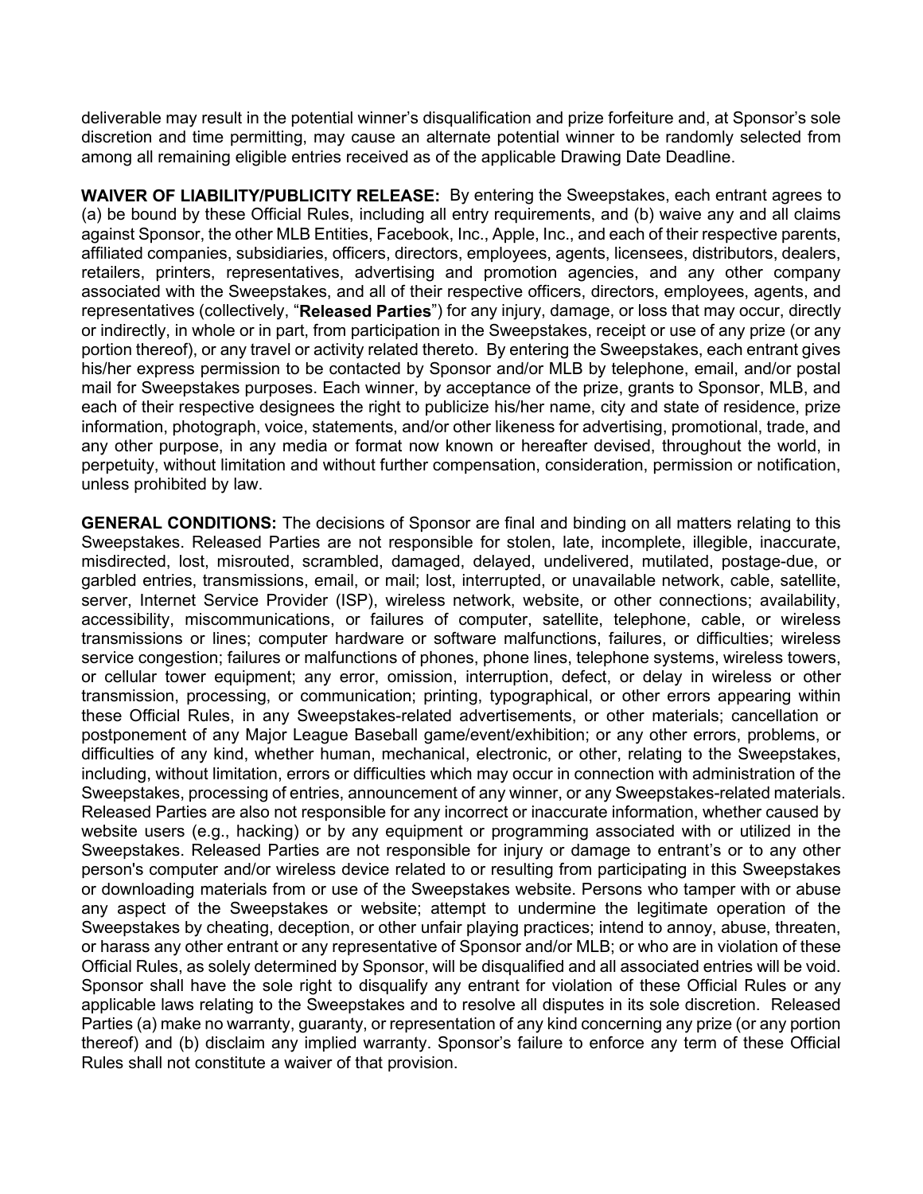deliverable may result in the potential winner's disqualification and prize forfeiture and, at Sponsor's sole discretion and time permitting, may cause an alternate potential winner to be randomly selected from among all remaining eligible entries received as of the applicable Drawing Date Deadline.

**WAIVER OF LIABILITY/PUBLICITY RELEASE:** By entering the Sweepstakes, each entrant agrees to (a) be bound by these Official Rules, including all entry requirements, and (b) waive any and all claims against Sponsor, the other MLB Entities, Facebook, Inc., Apple, Inc., and each of their respective parents, affiliated companies, subsidiaries, officers, directors, employees, agents, licensees, distributors, dealers, retailers, printers, representatives, advertising and promotion agencies, and any other company associated with the Sweepstakes, and all of their respective officers, directors, employees, agents, and representatives (collectively, "**Released Parties**") for any injury, damage, or loss that may occur, directly or indirectly, in whole or in part, from participation in the Sweepstakes, receipt or use of any prize (or any portion thereof), or any travel or activity related thereto. By entering the Sweepstakes, each entrant gives his/her express permission to be contacted by Sponsor and/or MLB by telephone, email, and/or postal mail for Sweepstakes purposes. Each winner, by acceptance of the prize, grants to Sponsor, MLB, and each of their respective designees the right to publicize his/her name, city and state of residence, prize information, photograph, voice, statements, and/or other likeness for advertising, promotional, trade, and any other purpose, in any media or format now known or hereafter devised, throughout the world, in perpetuity, without limitation and without further compensation, consideration, permission or notification, unless prohibited by law.

**GENERAL CONDITIONS:** The decisions of Sponsor are final and binding on all matters relating to this Sweepstakes. Released Parties are not responsible for stolen, late, incomplete, illegible, inaccurate, misdirected, lost, misrouted, scrambled, damaged, delayed, undelivered, mutilated, postage-due, or garbled entries, transmissions, email, or mail; lost, interrupted, or unavailable network, cable, satellite, server, Internet Service Provider (ISP), wireless network, website, or other connections; availability, accessibility, miscommunications, or failures of computer, satellite, telephone, cable, or wireless transmissions or lines; computer hardware or software malfunctions, failures, or difficulties; wireless service congestion; failures or malfunctions of phones, phone lines, telephone systems, wireless towers, or cellular tower equipment; any error, omission, interruption, defect, or delay in wireless or other transmission, processing, or communication; printing, typographical, or other errors appearing within these Official Rules, in any Sweepstakes-related advertisements, or other materials; cancellation or postponement of any Major League Baseball game/event/exhibition; or any other errors, problems, or difficulties of any kind, whether human, mechanical, electronic, or other, relating to the Sweepstakes, including, without limitation, errors or difficulties which may occur in connection with administration of the Sweepstakes, processing of entries, announcement of any winner, or any Sweepstakes-related materials. Released Parties are also not responsible for any incorrect or inaccurate information, whether caused by website users (e.g., hacking) or by any equipment or programming associated with or utilized in the Sweepstakes. Released Parties are not responsible for injury or damage to entrant's or to any other person's computer and/or wireless device related to or resulting from participating in this Sweepstakes or downloading materials from or use of the Sweepstakes website. Persons who tamper with or abuse any aspect of the Sweepstakes or website; attempt to undermine the legitimate operation of the Sweepstakes by cheating, deception, or other unfair playing practices; intend to annoy, abuse, threaten, or harass any other entrant or any representative of Sponsor and/or MLB; or who are in violation of these Official Rules, as solely determined by Sponsor, will be disqualified and all associated entries will be void. Sponsor shall have the sole right to disqualify any entrant for violation of these Official Rules or any applicable laws relating to the Sweepstakes and to resolve all disputes in its sole discretion. Released Parties (a) make no warranty, guaranty, or representation of any kind concerning any prize (or any portion thereof) and (b) disclaim any implied warranty. Sponsor's failure to enforce any term of these Official Rules shall not constitute a waiver of that provision.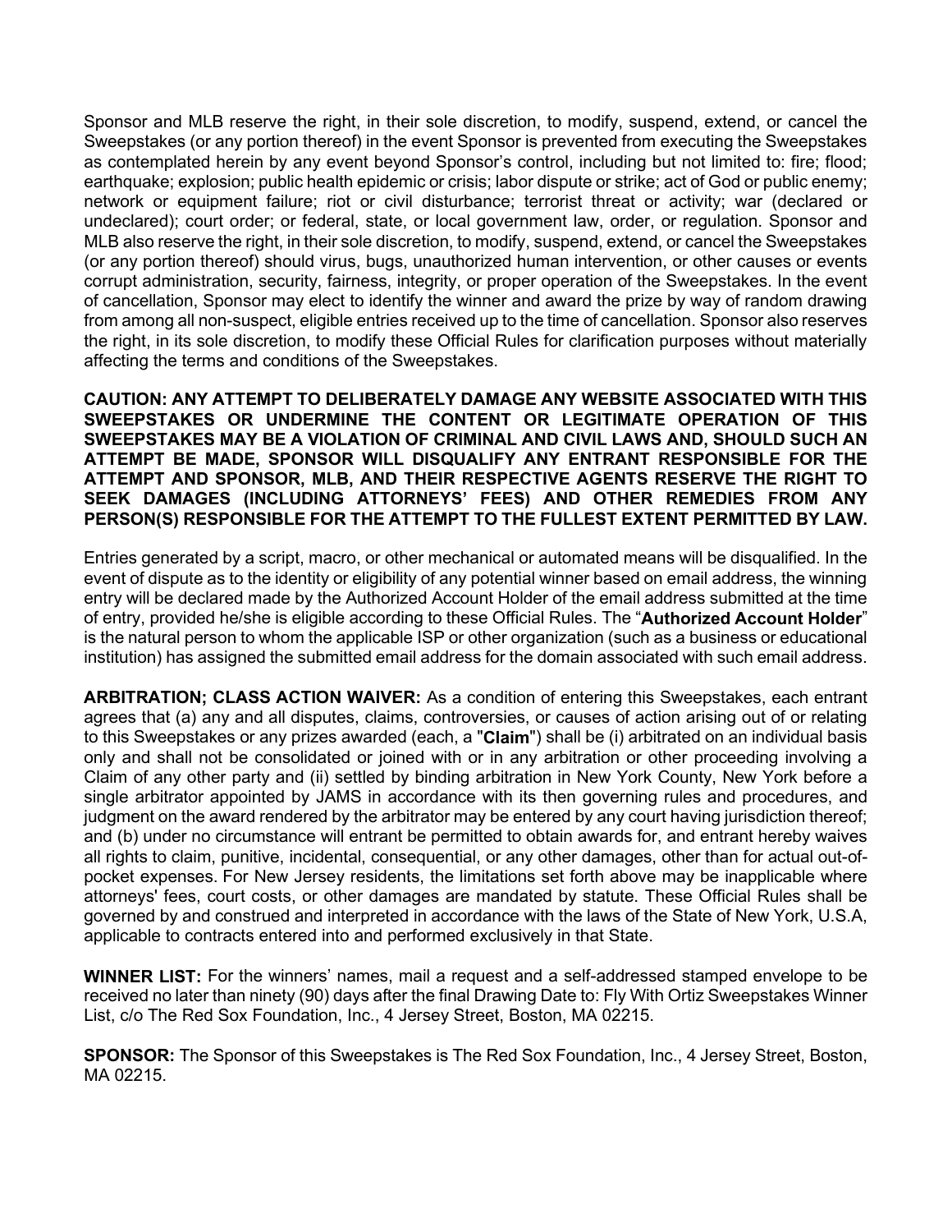Sponsor and MLB reserve the right, in their sole discretion, to modify, suspend, extend, or cancel the Sweepstakes (or any portion thereof) in the event Sponsor is prevented from executing the Sweepstakes as contemplated herein by any event beyond Sponsor's control, including but not limited to: fire; flood; earthquake; explosion; public health epidemic or crisis; labor dispute or strike; act of God or public enemy; network or equipment failure; riot or civil disturbance; terrorist threat or activity; war (declared or undeclared); court order; or federal, state, or local government law, order, or regulation. Sponsor and MLB also reserve the right, in their sole discretion, to modify, suspend, extend, or cancel the Sweepstakes (or any portion thereof) should virus, bugs, unauthorized human intervention, or other causes or events corrupt administration, security, fairness, integrity, or proper operation of the Sweepstakes. In the event of cancellation, Sponsor may elect to identify the winner and award the prize by way of random drawing from among all non-suspect, eligible entries received up to the time of cancellation. Sponsor also reserves the right, in its sole discretion, to modify these Official Rules for clarification purposes without materially affecting the terms and conditions of the Sweepstakes.

**CAUTION: ANY ATTEMPT TO DELIBERATELY DAMAGE ANY WEBSITE ASSOCIATED WITH THIS SWEEPSTAKES OR UNDERMINE THE CONTENT OR LEGITIMATE OPERATION OF THIS SWEEPSTAKES MAY BE A VIOLATION OF CRIMINAL AND CIVIL LAWS AND, SHOULD SUCH AN ATTEMPT BE MADE, SPONSOR WILL DISQUALIFY ANY ENTRANT RESPONSIBLE FOR THE ATTEMPT AND SPONSOR, MLB, AND THEIR RESPECTIVE AGENTS RESERVE THE RIGHT TO SEEK DAMAGES (INCLUDING ATTORNEYS' FEES) AND OTHER REMEDIES FROM ANY PERSON(S) RESPONSIBLE FOR THE ATTEMPT TO THE FULLEST EXTENT PERMITTED BY LAW.**

Entries generated by a script, macro, or other mechanical or automated means will be disqualified. In the event of dispute as to the identity or eligibility of any potential winner based on email address, the winning entry will be declared made by the Authorized Account Holder of the email address submitted at the time of entry, provided he/she is eligible according to these Official Rules. The "**Authorized Account Holder**" is the natural person to whom the applicable ISP or other organization (such as a business or educational institution) has assigned the submitted email address for the domain associated with such email address.

**ARBITRATION; CLASS ACTION WAIVER:** As a condition of entering this Sweepstakes, each entrant agrees that (a) any and all disputes, claims, controversies, or causes of action arising out of or relating to this Sweepstakes or any prizes awarded (each, a "**Claim**") shall be (i) arbitrated on an individual basis only and shall not be consolidated or joined with or in any arbitration or other proceeding involving a Claim of any other party and (ii) settled by binding arbitration in New York County, New York before a single arbitrator appointed by JAMS in accordance with its then governing rules and procedures, and judgment on the award rendered by the arbitrator may be entered by any court having jurisdiction thereof; and (b) under no circumstance will entrant be permitted to obtain awards for, and entrant hereby waives all rights to claim, punitive, incidental, consequential, or any other damages, other than for actual out-of-pocket expenses. For New Jersey residents, the limitations set forth above may be inapplicable where attorneys' fees, court costs, or other damages are mandated by statute. These Official Rules shall be governed by and construed and interpreted in accordance with the laws of the State of New York, U.S.A, applicable to contracts entered into and performed exclusively in that State.

**WINNER LIST:** For the winners' names, mail a request and a self-addressed stamped envelope to be received no later than ninety (90) days after the final Drawing Date to: Fly With Ortiz Sweepstakes Winner List, c/o The Red Sox Foundation, Inc., 4 Jersey Street, Boston, MA 02215.

**SPONSOR:** The Sponsor of this Sweepstakes is The Red Sox Foundation, Inc., 4 Jersey Street, Boston, MA 02215.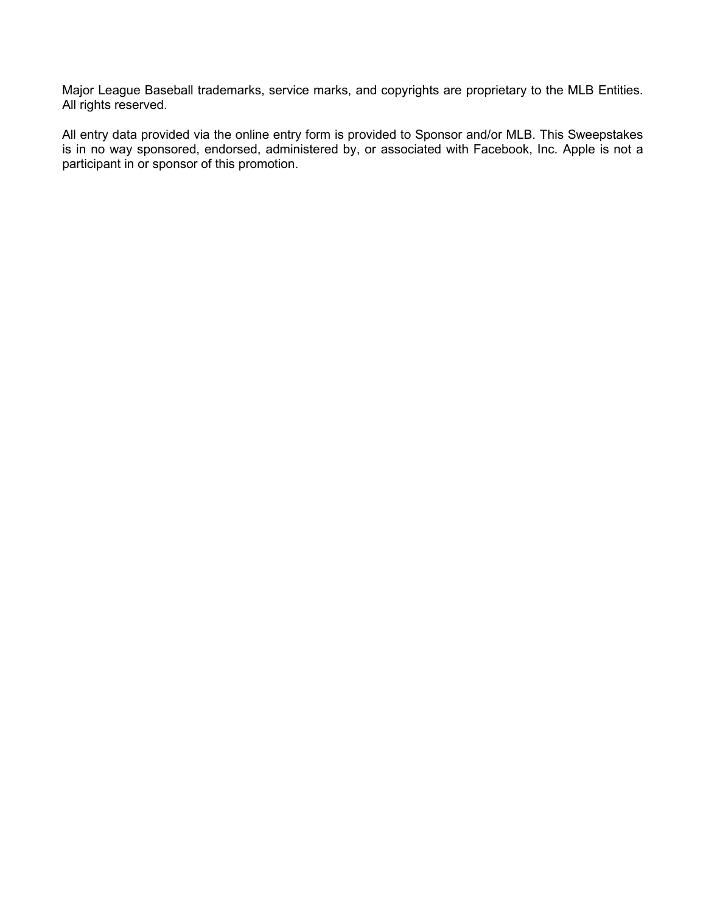Major League Baseball trademarks, service marks, and copyrights are proprietary to the MLB Entities. All rights reserved.

All entry data provided via the online entry form is provided to Sponsor and/or MLB. This Sweepstakes is in no way sponsored, endorsed, administered by, or associated with Facebook, Inc. Apple is not a participant in or sponsor of this promotion.